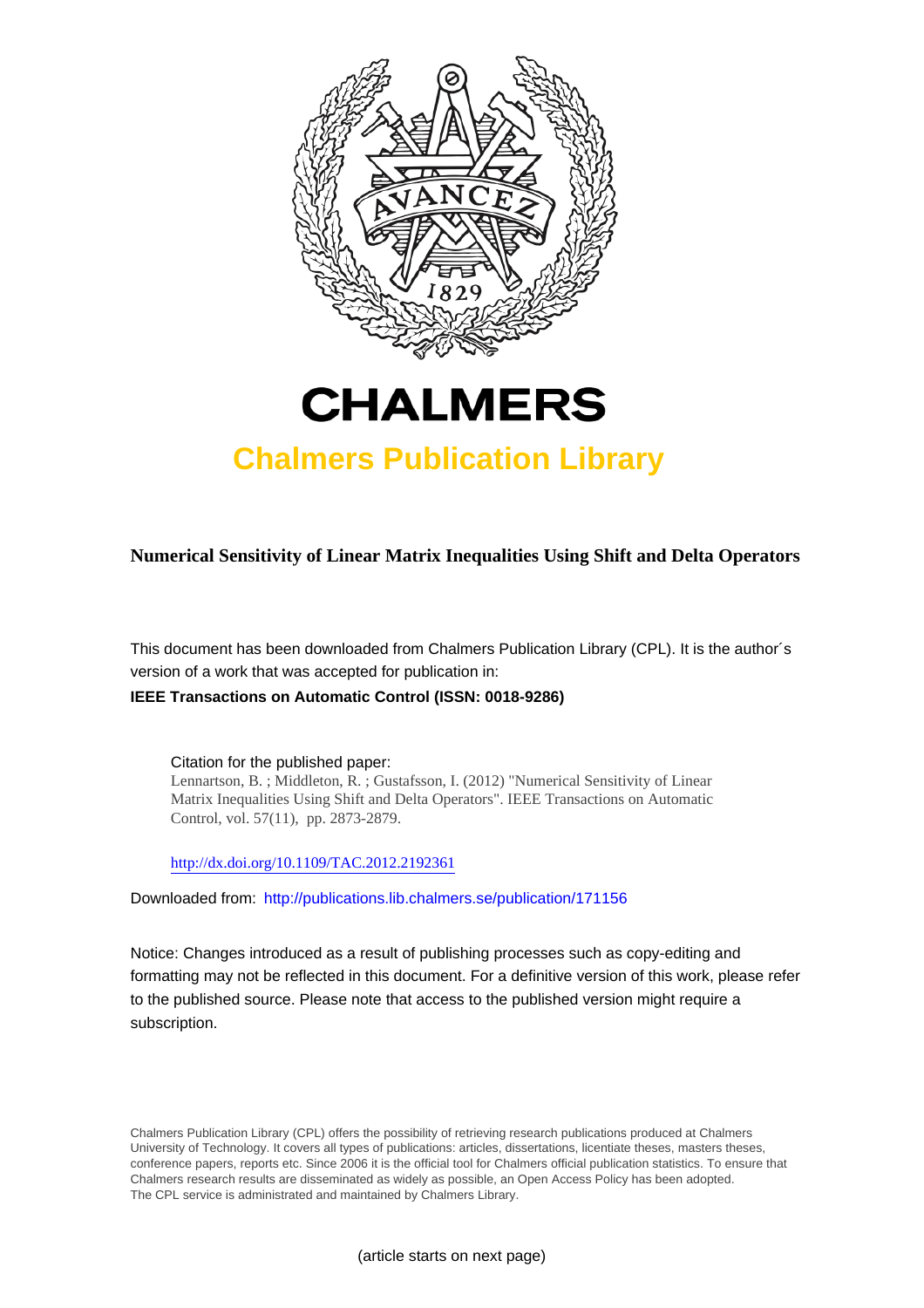# CHALMERS

## Chalmers Publication Library

**Numerical Sensitivity of Linear Matrix Inequalities Using Shift and Delta Operators**

This document has been downloaded from Chalmers Publication Library (CPL). It is the author´s version of a work that was accepted for publication in:

**IEEE Transactions on Automatic Control (ISSN: 0018-9286)**

Citation for the published paper:
Lennartson, B. ; Middleton, R. ; Gustafsson, I. (2012) "Numerical Sensitivity of Linear Matrix Inequalities Using Shift and Delta Operators". IEEE Transactions on Automatic Control, vol. 57(11), pp. 2873-2879.

http://dx.doi.org/10.1109/TAC.2012.2192361

Downloaded from: http://publications.lib.chalmers.se/publication/171156

Notice: Changes introduced as a result of publishing processes such as copy-editing and formatting may not be reflected in this document. For a definitive version of this work, please refer to the published source. Please note that access to the published version might require a subscription.

Chalmers Publication Library (CPL) offers the possibility of retrieving research publications produced at Chalmers University of Technology. It covers all types of publications: articles, dissertations, licentiate theses, masters theses, conference papers, reports etc. Since 2006 it is the official tool for Chalmers official publication statistics. To ensure that Chalmers research results are disseminated as widely as possible, an Open Access Policy has been adopted. The CPL service is administrated and maintained by Chalmers Library.

(article starts on next page)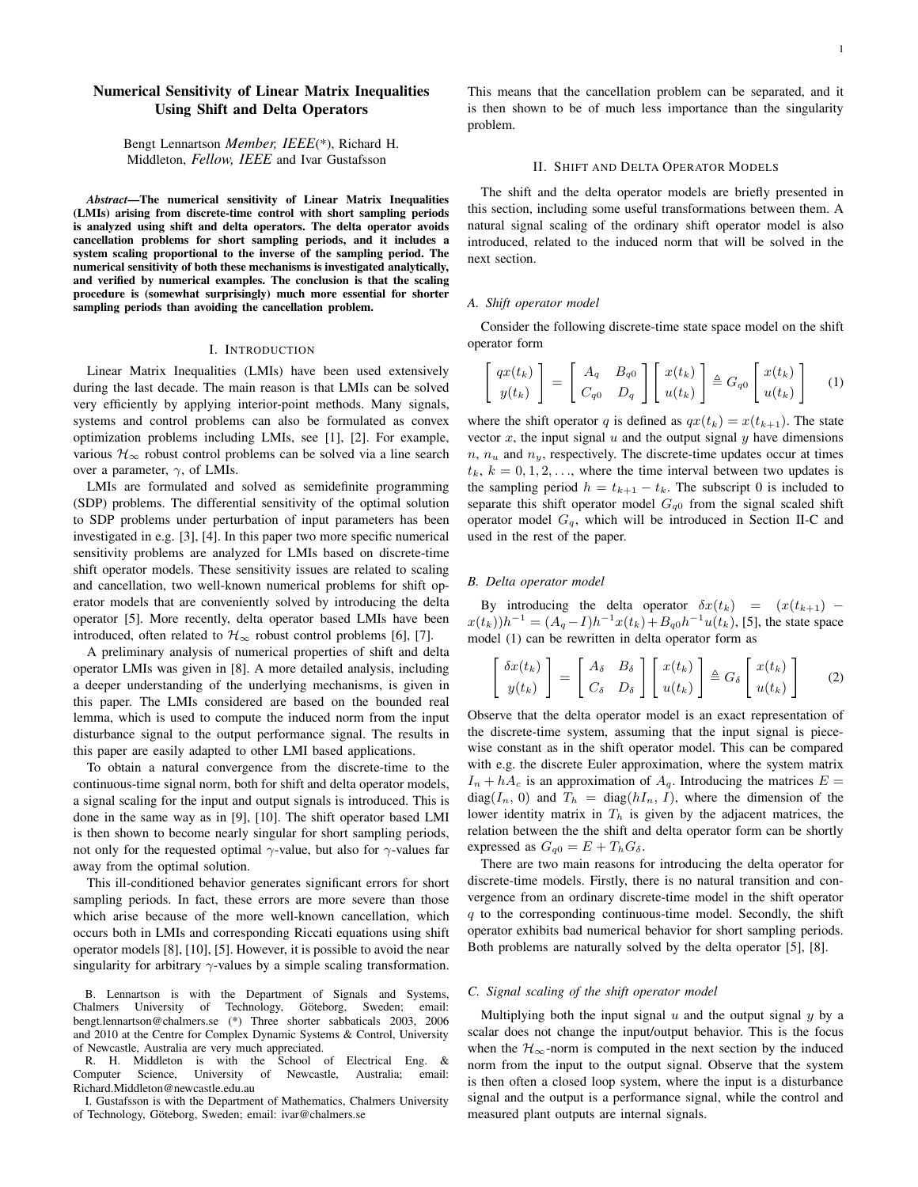# Numerical Sensitivity of Linear Matrix Inequalities Using Shift and Delta Operators

Bengt Lennartson *Member, IEEE*(*), Richard H. Middleton, *Fellow, IEEE* and Ivar Gustafsson

***Abstract*—The numerical sensitivity of Linear Matrix Inequalities (LMIs) arising from discrete-time control with short sampling periods is analyzed using shift and delta operators. The delta operator avoids cancellation problems for short sampling periods, and it includes a system scaling proportional to the inverse of the sampling period. The numerical sensitivity of both these mechanisms is investigated analytically, and verified by numerical examples. The conclusion is that the scaling procedure is (somewhat surprisingly) much more essential for shorter sampling periods than avoiding the cancellation problem.**

## I. Introduction

Linear Matrix Inequalities (LMIs) have been used extensively during the last decade. The main reason is that LMIs can be solved very efficiently by applying interior-point methods. Many signals, systems and control problems can also be formulated as convex optimization problems including LMIs, see [1], [2]. For example, various $\mathcal{H}_\infty$ robust control problems can be solved via a line search over a parameter, $\gamma$, of LMIs.

LMIs are formulated and solved as semidefinite programming (SDP) problems. The differential sensitivity of the optimal solution to SDP problems under perturbation of input parameters has been investigated in e.g. [3], [4]. In this paper two more specific numerical sensitivity problems are analyzed for LMIs based on discrete-time shift operator models. These sensitivity issues are related to scaling and cancellation, two well-known numerical problems for shift operator models that are conveniently solved by introducing the delta operator [5]. More recently, delta operator based LMIs have been introduced, often related to $\mathcal{H}_\infty$ robust control problems [6], [7].

A preliminary analysis of numerical properties of shift and delta operator LMIs was given in [8]. A more detailed analysis, including a deeper understanding of the underlying mechanisms, is given in this paper. The LMIs considered are based on the bounded real lemma, which is used to compute the induced norm from the input disturbance signal to the output performance signal. The results in this paper are easily adapted to other LMI based applications.

To obtain a natural convergence from the discrete-time to the continuous-time signal norm, both for shift and delta operator models, a signal scaling for the input and output signals is introduced. This is done in the same way as in [9], [10]. The shift operator based LMI is then shown to become nearly singular for short sampling periods, not only for the requested optimal $\gamma$-value, but also for $\gamma$-values far away from the optimal solution.

This ill-conditioned behavior generates significant errors for short sampling periods. In fact, these errors are more severe than those which arise because of the more well-known cancellation, which occurs both in LMIs and corresponding Riccati equations using shift operator models [8], [10], [5]. However, it is possible to avoid the near singularity for arbitrary $\gamma$-values by a simple scaling transformation. This means that the cancellation problem can be separated, and it is then shown to be of much less importance than the singularity problem.

B. Lennartson is with the Department of Signals and Systems, Chalmers University of Technology, Göteborg, Sweden; email: bengt.lennartson@chalmers.se (*) Three shorter sabbaticals 2003, 2006 and 2010 at the Centre for Complex Dynamic Systems & Control, University of Newcastle, Australia are very much appreciated.

R. H. Middleton is with the School of Electrical Eng. & Computer Science, University of Newcastle, Australia; email: Richard.Middleton@newcastle.edu.au

I. Gustafsson is with the Department of Mathematics, Chalmers University of Technology, Göteborg, Sweden; email: ivar@chalmers.se

## II. Shift and Delta Operator Models

The shift and the delta operator models are briefly presented in this section, including some useful transformations between them. A natural signal scaling of the ordinary shift operator model is also introduced, related to the induced norm that will be solved in the next section.

### A. Shift operator model

Consider the following discrete-time state space model on the shift operator form

$$\begin{bmatrix} qx(t_k) \\ y(t_k) \end{bmatrix} = \begin{bmatrix} A_q & B_{q0} \\ C_{q0} & D_q \end{bmatrix} \begin{bmatrix} x(t_k) \\ u(t_k) \end{bmatrix} \triangleq G_{q0} \begin{bmatrix} x(t_k) \\ u(t_k) \end{bmatrix} \qquad (1)$$

where the shift operator $q$ is defined as $qx(t_k) = x(t_{k+1})$. The state vector $x$, the input signal $u$ and the output signal $y$ have dimensions $n$, $n_u$ and $n_y$, respectively. The discrete-time updates occur at times $t_k$, $k = 0, 1, 2, \ldots$, where the time interval between two updates is the sampling period $h = t_{k+1} - t_k$. The subscript 0 is included to separate this shift operator model $G_{q0}$ from the signal scaled shift operator model $G_q$, which will be introduced in Section II-C and used in the rest of the paper.

### B. Delta operator model

By introducing the delta operator $\delta x(t_k) = (x(t_{k+1}) - x(t_k))h^{-1} = (A_q - I)h^{-1}x(t_k) + B_{q0}h^{-1}u(t_k)$, [5], the state space model (1) can be rewritten in delta operator form as

$$\begin{bmatrix} \delta x(t_k) \\ y(t_k) \end{bmatrix} = \begin{bmatrix} A_\delta & B_\delta \\ C_\delta & D_\delta \end{bmatrix} \begin{bmatrix} x(t_k) \\ u(t_k) \end{bmatrix} \triangleq G_\delta \begin{bmatrix} x(t_k) \\ u(t_k) \end{bmatrix} \qquad (2)$$

Observe that the delta operator model is an exact representation of the discrete-time system, assuming that the input signal is piecewise constant as in the shift operator model. This can be compared with e.g. the discrete Euler approximation, where the system matrix $I_n + hA_c$ is an approximation of $A_q$. Introducing the matrices $E = \mathrm{diag}(I_n, 0)$ and $T_h = \mathrm{diag}(hI_n, I)$, where the dimension of the lower identity matrix in $T_h$ is given by the adjacent matrices, the relation between the the shift and delta operator form can be shortly expressed as $G_{q0} = E + T_h G_\delta$.

There are two main reasons for introducing the delta operator for discrete-time models. Firstly, there is no natural transition and convergence from an ordinary discrete-time model in the shift operator $q$ to the corresponding continuous-time model. Secondly, the shift operator exhibits bad numerical behavior for short sampling periods. Both problems are naturally solved by the delta operator [5], [8].

### C. Signal scaling of the shift operator model

Multiplying both the input signal $u$ and the output signal $y$ by a scalar does not change the input/output behavior. This is the focus when the $\mathcal{H}_\infty$-norm is computed in the next section by the induced norm from the input to the output signal. Observe that the system is then often a closed loop system, where the input is a disturbance signal and the output is a performance signal, while the control and measured plant outputs are internal signals.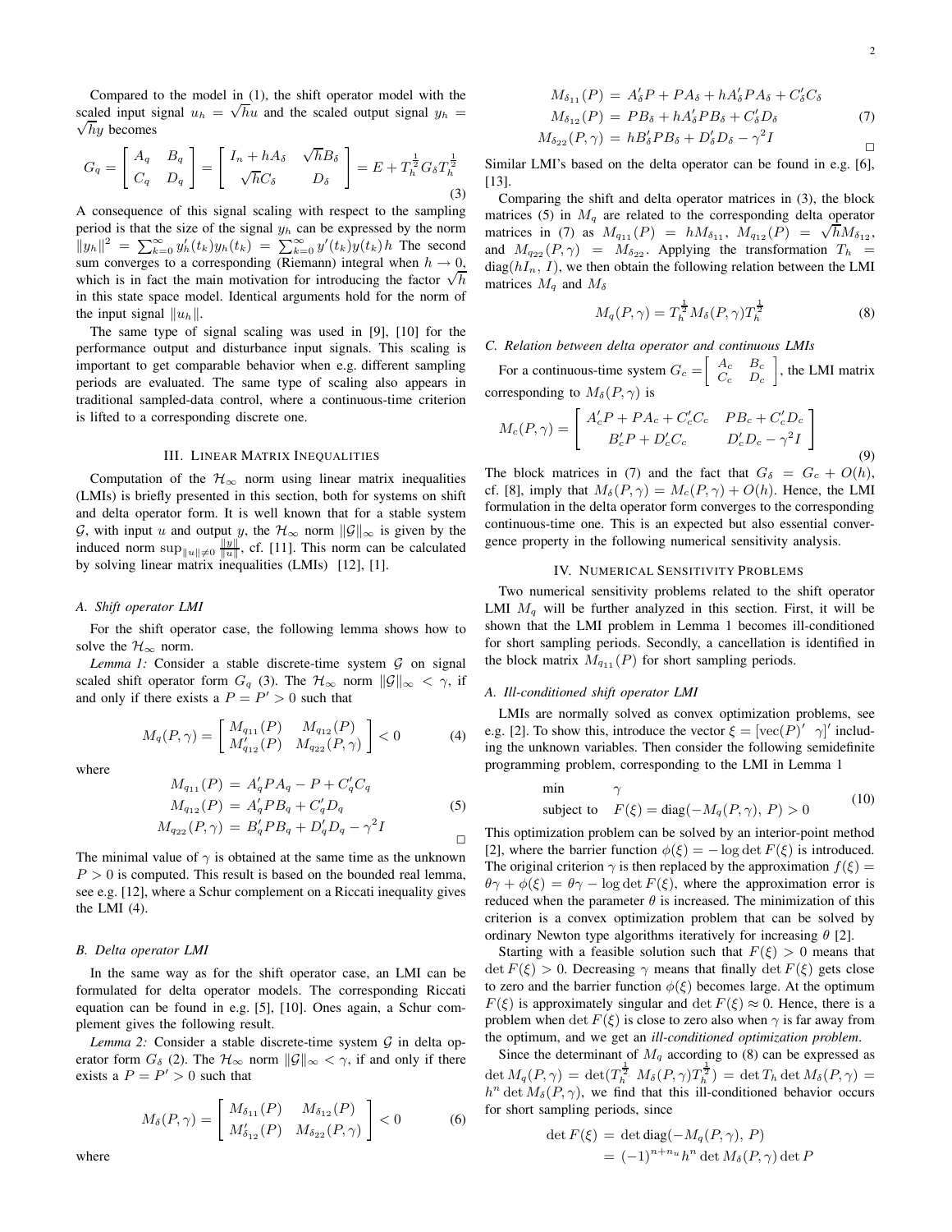Compared to the model in (1), the shift operator model with the scaled input signal $u_h = \sqrt{h}u$ and the scaled output signal $y_h = \sqrt{h}y$ becomes

$$G_q = \begin{bmatrix} A_q & B_q \\ C_q & D_q \end{bmatrix} = \begin{bmatrix} I_n + hA_\delta & \sqrt{h}B_\delta \\ \sqrt{h}C_\delta & D_\delta \end{bmatrix} = E + T_h^{\frac{1}{2}} G_\delta T_h^{\frac{1}{2}} \tag{3}$$

A consequence of this signal scaling with respect to the sampling period is that the size of the signal $y_h$ can be expressed by the norm $\|y_h\|^2 = \sum_{k=0}^{\infty} y_h'(t_k) y_h(t_k) = \sum_{k=0}^{\infty} y'(t_k) y(t_k) h$ The second sum converges to a corresponding (Riemann) integral when $h \to 0$, which is in fact the main motivation for introducing the factor $\sqrt{h}$ in this state space model. Identical arguments hold for the norm of the input signal $\|u_h\|$.

The same type of signal scaling was used in [9], [10] for the performance output and disturbance input signals. This scaling is important to get comparable behavior when e.g. different sampling periods are evaluated. The same type of scaling also appears in traditional sampled-data control, where a continuous-time criterion is lifted to a corresponding discrete one.

## III. Linear Matrix Inequalities

Computation of the $\mathcal{H}_\infty$ norm using linear matrix inequalities (LMIs) is briefly presented in this section, both for systems on shift and delta operator form. It is well known that for a stable system $\mathcal{G}$, with input $u$ and output $y$, the $\mathcal{H}_\infty$ norm $\|\mathcal{G}\|_\infty$ is given by the induced norm $\sup_{\|u\| \neq 0} \frac{\|y\|}{\|u\|}$, cf. [11]. This norm can be calculated by solving linear matrix inequalities (LMIs) [12], [1].

### A. Shift operator LMI

For the shift operator case, the following lemma shows how to solve the $\mathcal{H}_\infty$ norm.

*Lemma 1:* Consider a stable discrete-time system $\mathcal{G}$ on signal scaled shift operator form $G_q$ (3). The $\mathcal{H}_\infty$ norm $\|\mathcal{G}\|_\infty < \gamma$, if and only if there exists a $P = P' > 0$ such that

$$M_q(P, \gamma) = \begin{bmatrix} M_{q_{11}}(P) & M_{q_{12}}(P) \\ M_{q_{12}}'(P) & M_{q_{22}}(P, \gamma) \end{bmatrix} < 0 \tag{4}$$

where

$$\begin{aligned} M_{q_{11}}(P) &= A_q' P A_q - P + C_q' C_q \\ M_{q_{12}}(P) &= A_q' P B_q + C_q' D_q \\ M_{q_{22}}(P, \gamma) &= B_q' P B_q + D_q' D_q - \gamma^2 I \end{aligned} \tag{5}$$

□

The minimal value of $\gamma$ is obtained at the same time as the unknown $P > 0$ is computed. This result is based on the bounded real lemma, see e.g. [12], where a Schur complement on a Riccati inequality gives the LMI (4).

### B. Delta operator LMI

In the same way as for the shift operator case, an LMI can be formulated for delta operator models. The corresponding Riccati equation can be found in e.g. [5], [10]. Ones again, a Schur complement gives the following result.

*Lemma 2:* Consider a stable discrete-time system $\mathcal{G}$ in delta operator form $G_\delta$ (2). The $\mathcal{H}_\infty$ norm $\|\mathcal{G}\|_\infty < \gamma$, if and only if there exists a $P = P' > 0$ such that

$$M_\delta(P, \gamma) = \begin{bmatrix} M_{\delta_{11}}(P) & M_{\delta_{12}}(P) \\ M_{\delta_{12}}'(P) & M_{\delta_{22}}(P, \gamma) \end{bmatrix} < 0 \tag{6}$$

where

$$\begin{aligned} M_{\delta_{11}}(P) &= A_\delta' P + P A_\delta + h A_\delta' P A_\delta + C_\delta' C_\delta \\ M_{\delta_{12}}(P) &= P B_\delta + h A_\delta' P B_\delta + C_\delta' D_\delta \\ M_{\delta_{22}}(P, \gamma) &= h B_\delta' P B_\delta + D_\delta' D_\delta - \gamma^2 I \end{aligned} \tag{7}$$

□

Similar LMI's based on the delta operator can be found in e.g. [6], [13].

Comparing the shift and delta operator matrices in (3), the block matrices (5) in $M_q$ are related to the corresponding delta operator matrices in (7) as $M_{q_{11}}(P) = h M_{\delta_{11}}$, $M_{q_{12}}(P) = \sqrt{h} M_{\delta_{12}}$, and $M_{q_{22}}(P, \gamma) = M_{\delta_{22}}$. Applying the transformation $T_h = \operatorname{diag}(hI_n, I)$, we then obtain the following relation between the LMI matrices $M_q$ and $M_\delta$

$$M_q(P, \gamma) = T_h^{\frac{1}{2}} M_\delta(P, \gamma) T_h^{\frac{1}{2}} \tag{8}$$

### C. Relation between delta operator and continuous LMIs

For a continuous-time system $G_c = \begin{bmatrix} A_c & B_c \\ C_c & D_c \end{bmatrix}$, the LMI matrix corresponding to $M_\delta(P, \gamma)$ is

$$M_c(P, \gamma) = \begin{bmatrix} A_c' P + P A_c + C_c' C_c & P B_c + C_c' D_c \\ B_c' P + D_c' C_c & D_c' D_c - \gamma^2 I \end{bmatrix} \tag{9}$$

The block matrices in (7) and the fact that $G_\delta = G_c + O(h)$, cf. [8], imply that $M_\delta(P, \gamma) = M_c(P, \gamma) + O(h)$. Hence, the LMI formulation in the delta operator form converges to the corresponding continuous-time one. This is an expected but also essential convergence property in the following numerical sensitivity analysis.

## IV. Numerical Sensitivity Problems

Two numerical sensitivity problems related to the shift operator LMI $M_q$ will be further analyzed in this section. First, it will be shown that the LMI problem in Lemma 1 becomes ill-conditioned for short sampling periods. Secondly, a cancellation is identified in the block matrix $M_{q_{11}}(P)$ for short sampling periods.

### A. Ill-conditioned shift operator LMI

LMIs are normally solved as convex optimization problems, see e.g. [2]. To show this, introduce the vector $\xi = [\operatorname{vec}(P)' \;\; \gamma]'$ including the unknown variables. Then consider the following semidefinite programming problem, corresponding to the LMI in Lemma 1

$$\begin{aligned} &\min && \gamma \\ &\text{subject to} && F(\xi) = \operatorname{diag}(-M_q(P, \gamma),\, P) > 0 \end{aligned} \tag{10}$$

This optimization problem can be solved by an interior-point method [2], where the barrier function $\phi(\xi) = -\log\det F(\xi)$ is introduced. The original criterion $\gamma$ is then replaced by the approximation $f(\xi) = \theta\gamma + \phi(\xi) = \theta\gamma - \log\det F(\xi)$, where the approximation error is reduced when the parameter $\theta$ is increased. The minimization of this criterion is a convex optimization problem that can be solved by ordinary Newton type algorithms iteratively for increasing $\theta$ [2].

Starting with a feasible solution such that $F(\xi) > 0$ means that $\det F(\xi) > 0$. Decreasing $\gamma$ means that finally $\det F(\xi)$ gets close to zero and the barrier function $\phi(\xi)$ becomes large. At the optimum $F(\xi)$ is approximately singular and $\det F(\xi) \approx 0$. Hence, there is a problem when $\det F(\xi)$ is close to zero also when $\gamma$ is far away from the optimum, and we get an *ill-conditioned optimization problem*.

Since the determinant of $M_q$ according to (8) can be expressed as $\det M_q(P, \gamma) = \det(T_h^{\frac{1}{2}} M_\delta(P, \gamma) T_h^{\frac{1}{2}}) = \det T_h \det M_\delta(P, \gamma) = h^n \det M_\delta(P, \gamma)$, we find that this ill-conditioned behavior occurs for short sampling periods, since

$$\begin{aligned} \det F(\xi) &= \det\operatorname{diag}(-M_q(P, \gamma),\, P) \\ &= (-1)^{n+n_u} h^n \det M_\delta(P, \gamma) \det P \end{aligned}$$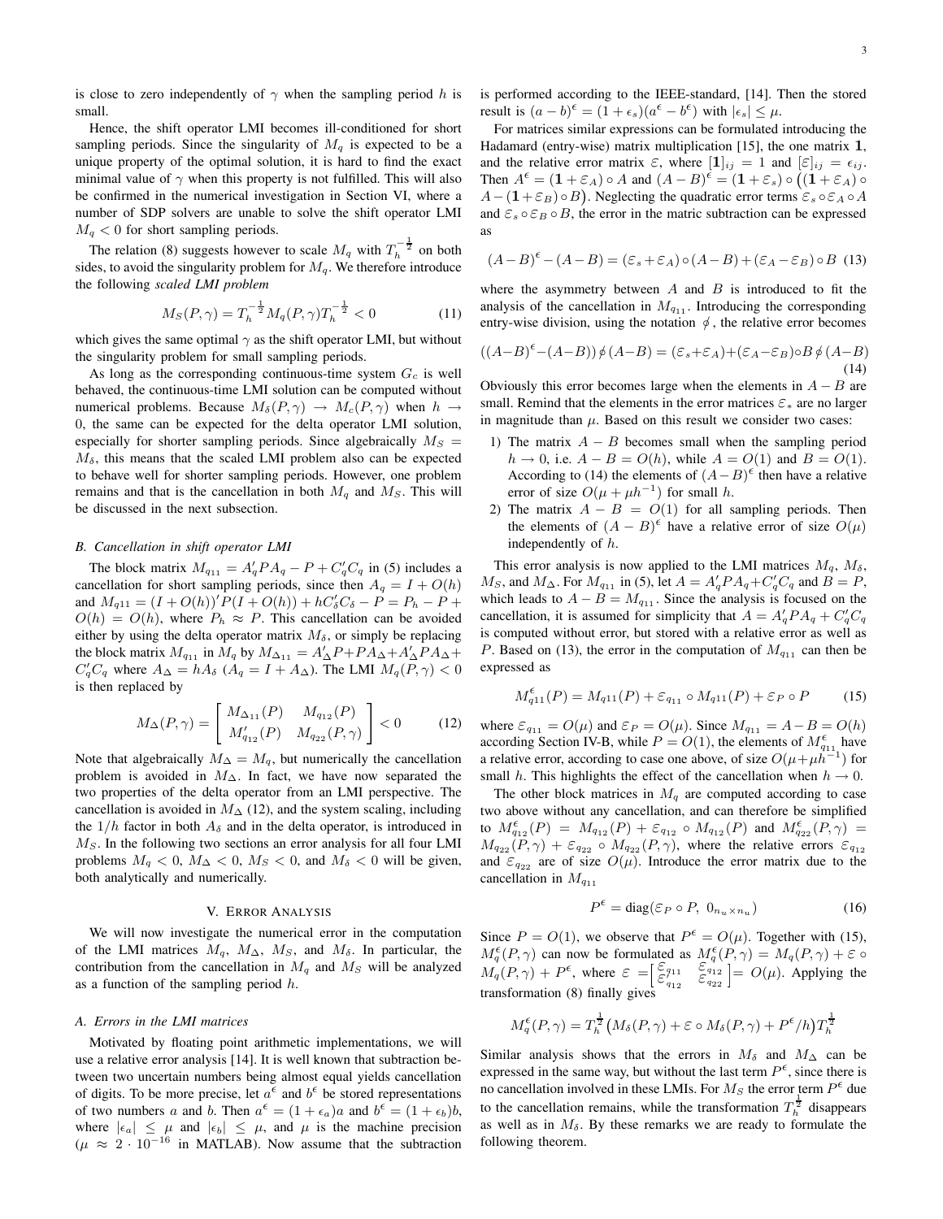is close to zero independently of $\gamma$ when the sampling period $h$ is small.

Hence, the shift operator LMI becomes ill-conditioned for short sampling periods. Since the singularity of $M_q$ is expected to be a unique property of the optimal solution, it is hard to find the exact minimal value of $\gamma$ when this property is not fulfilled. This will also be confirmed in the numerical investigation in Section VI, where a number of SDP solvers are unable to solve the shift operator LMI $M_q < 0$ for short sampling periods.

The relation (8) suggests however to scale $M_q$ with $T_h^{-\frac{1}{2}}$ on both sides, to avoid the singularity problem for $M_q$. We therefore introduce the following *scaled LMI problem*

$$M_S(P,\gamma) = T_h^{-\frac{1}{2}} M_q(P,\gamma) T_h^{-\frac{1}{2}} < 0 \tag{11}$$

which gives the same optimal $\gamma$ as the shift operator LMI, but without the singularity problem for small sampling periods.

As long as the corresponding continuous-time system $G_c$ is well behaved, the continuous-time LMI solution can be computed without numerical problems. Because $M_\delta(P,\gamma) \to M_c(P,\gamma)$ when $h \to 0$, the same can be expected for the delta operator LMI solution, especially for shorter sampling periods. Since algebraically $M_S = M_\delta$, this means that the scaled LMI problem also can be expected to behave well for shorter sampling periods. However, one problem remains and that is the cancellation in both $M_q$ and $M_S$. This will be discussed in the next subsection.

### B. Cancellation in shift operator LMI

The block matrix $M_{q_{11}} = A_q' P A_q - P + C_q' C_q$ in (5) includes a cancellation for short sampling periods, since then $A_q = I + O(h)$ and $M_{q11} = (I+O(h))' P (I + O(h)) + h C_\delta' C_\delta - P = P_h - P + O(h) = O(h)$, where $P_h \approx P$. This cancellation can be avoided either by using the delta operator matrix $M_\delta$, or simply be replacing the block matrix $M_{q_{11}}$ in $M_q$ by $M_{\Delta_{11}} = A_\Delta' P + P A_\Delta + A_\Delta' P A_\Delta + C_q' C_q$ where $A_\Delta = h A_\delta$ ($A_q = I + A_\Delta$). The LMI $M_q(P,\gamma) < 0$ is then replaced by

$$M_\Delta(P,\gamma) = \begin{bmatrix} M_{\Delta_{11}}(P) & M_{q_{12}}(P) \\ M_{q_{12}}'(P) & M_{q_{22}}(P,\gamma) \end{bmatrix} < 0 \tag{12}$$

Note that algebraically $M_\Delta = M_q$, but numerically the cancellation problem is avoided in $M_\Delta$. In fact, we have now separated the two properties of the delta operator from an LMI perspective. The cancellation is avoided in $M_\Delta$ (12), and the system scaling, including the $1/h$ factor in both $A_\delta$ and in the delta operator, is introduced in $M_S$. In the following two sections an error analysis for all four LMI problems $M_q < 0$, $M_\Delta < 0$, $M_S < 0$, and $M_\delta < 0$ will be given, both analytically and numerically.

## V. Error Analysis

We will now investigate the numerical error in the computation of the LMI matrices $M_q$, $M_\Delta$, $M_S$, and $M_\delta$. In particular, the contribution from the cancellation in $M_q$ and $M_S$ will be analyzed as a function of the sampling period $h$.

### A. Errors in the LMI matrices

Motivated by floating point arithmetic implementations, we will use a relative error analysis [14]. It is well known that subtraction between two uncertain numbers being almost equal yields cancellation of digits. To be more precise, let $a^\epsilon$ and $b^\epsilon$ be stored representations of two numbers $a$ and $b$. Then $a^\epsilon = (1+\epsilon_a)a$ and $b^\epsilon = (1+\epsilon_b)b$, where $|\epsilon_a| \le \mu$ and $|\epsilon_b| \le \mu$, and $\mu$ is the machine precision ($\mu \approx 2 \cdot 10^{-16}$ in MATLAB). Now assume that the subtraction is performed according to the IEEE-standard, [14]. Then the stored result is $(a-b)^\epsilon = (1+\epsilon_s)(a^\epsilon - b^\epsilon)$ with $|\epsilon_s| \le \mu$.

For matrices similar expressions can be formulated introducing the Hadamard (entry-wise) matrix multiplication [15], the one matrix $\mathbf{1}$, and the relative error matrix $\varepsilon$, where $[\mathbf{1}]_{ij} = 1$ and $[\varepsilon]_{ij} = \epsilon_{ij}$. Then $A^\epsilon = (\mathbf{1} + \varepsilon_A) \circ A$ and $(A-B)^\epsilon = (\mathbf{1}+\varepsilon_s) \circ \big( (\mathbf{1} + \varepsilon_A) \circ A - (\mathbf{1} + \varepsilon_B) \circ B \big)$. Neglecting the quadratic error terms $\varepsilon_s \circ \varepsilon_A \circ A$ and $\varepsilon_s \circ \varepsilon_B \circ B$, the error in the matric subtraction can be expressed as

$$(A-B)^\epsilon - (A-B) = (\varepsilon_s + \varepsilon_A) \circ (A-B) + (\varepsilon_A - \varepsilon_B) \circ B \tag{13}$$

where the asymmetry between $A$ and $B$ is introduced to fit the analysis of the cancellation in $M_{q_{11}}$. Introducing the corresponding entry-wise division, using the notation $\oslash$, the relative error becomes

$$((A-B)^\epsilon - (A-B)) \oslash (A-B) = (\varepsilon_s + \varepsilon_A) + (\varepsilon_A - \varepsilon_B) \circ B \oslash (A-B) \tag{14}$$

Obviously this error becomes large when the elements in $A - B$ are small. Remind that the elements in the error matrices $\varepsilon_*$ are no larger in magnitude than $\mu$. Based on this result we consider two cases:

1) The matrix $A - B$ becomes small when the sampling period $h \to 0$, i.e. $A - B = O(h)$, while $A = O(1)$ and $B = O(1)$. According to (14) the elements of $(A-B)^\epsilon$ then have a relative error of size $O(\mu + \mu h^{-1})$ for small $h$.
2) The matrix $A - B = O(1)$ for all sampling periods. Then the elements of $(A-B)^\epsilon$ have a relative error of size $O(\mu)$ independently of $h$.

This error analysis is now applied to the LMI matrices $M_q$, $M_\delta$, $M_S$, and $M_\Delta$. For $M_{q_{11}}$ in (5), let $A = A_q' P A_q + C_q' C_q$ and $B = P$, which leads to $A - B = M_{q_{11}}$. Since the analysis is focused on the cancellation, it is assumed for simplicity that $A = A_q' P A_q + C_q' C_q$ is computed without error, but stored with a relative error as well as $P$. Based on (13), the error in the computation of $M_{q_{11}}$ can then be expressed as

$$M_{q11}^\epsilon(P) = M_{q11}(P) + \varepsilon_{q_{11}} \circ M_{q11}(P) + \varepsilon_P \circ P \tag{15}$$

where $\varepsilon_{q_{11}} = O(\mu)$ and $\varepsilon_P = O(\mu)$. Since $M_{q_{11}} = A - B = O(h)$ according Section IV-B, while $P = O(1)$, the elements of $M_{q_{11}}^\epsilon$ have a relative error, according to case one above, of size $O(\mu + \mu h^{-1})$ for small $h$. This highlights the effect of the cancellation when $h \to 0$.

The other block matrices in $M_q$ are computed according to case two above without any cancellation, and can therefore be simplified to $M_{q_{12}}^\epsilon(P) = M_{q_{12}}(P) + \varepsilon_{q_{12}} \circ M_{q_{12}}(P)$ and $M_{q_{22}}^\epsilon(P,\gamma) = M_{q_{22}}(P,\gamma) + \varepsilon_{q_{22}} \circ M_{q_{22}}(P,\gamma)$, where the relative errors $\varepsilon_{q_{12}}$ and $\varepsilon_{q_{22}}$ are of size $O(\mu)$. Introduce the error matrix due to the cancellation in $M_{q_{11}}$

$$P^\epsilon = \operatorname{diag}(\varepsilon_P \circ P,\ 0_{n_u \times n_u}) \tag{16}$$

Since $P = O(1)$, we observe that $P^\epsilon = O(\mu)$. Together with (15), $M_q^\epsilon(P,\gamma)$ can now be formulated as $M_q^\epsilon(P,\gamma) = M_q(P,\gamma) + \varepsilon \circ M_q(P,\gamma) + P^\epsilon$, where $\varepsilon = \left[\begin{smallmatrix} \varepsilon_{q_{11}} & \varepsilon_{q_{12}} \\ \varepsilon_{q_{12}}' & \varepsilon_{q_{22}} \end{smallmatrix}\right] = O(\mu)$. Applying the transformation (8) finally gives

$$M_q^\epsilon(P,\gamma) = T_h^{\frac{1}{2}} \big( M_\delta(P,\gamma) + \varepsilon \circ M_\delta(P,\gamma) + P^\epsilon / h \big) T_h^{\frac{1}{2}}$$

Similar analysis shows that the errors in $M_\delta$ and $M_\Delta$ can be expressed in the same way, but without the last term $P^\epsilon$, since there is no cancellation involved in these LMIs. For $M_S$ the error term $P^\epsilon$ due to the cancellation remains, while the transformation $T_h^{\frac{1}{2}}$ disappears as well as in $M_\delta$. By these remarks we are ready to formulate the following theorem.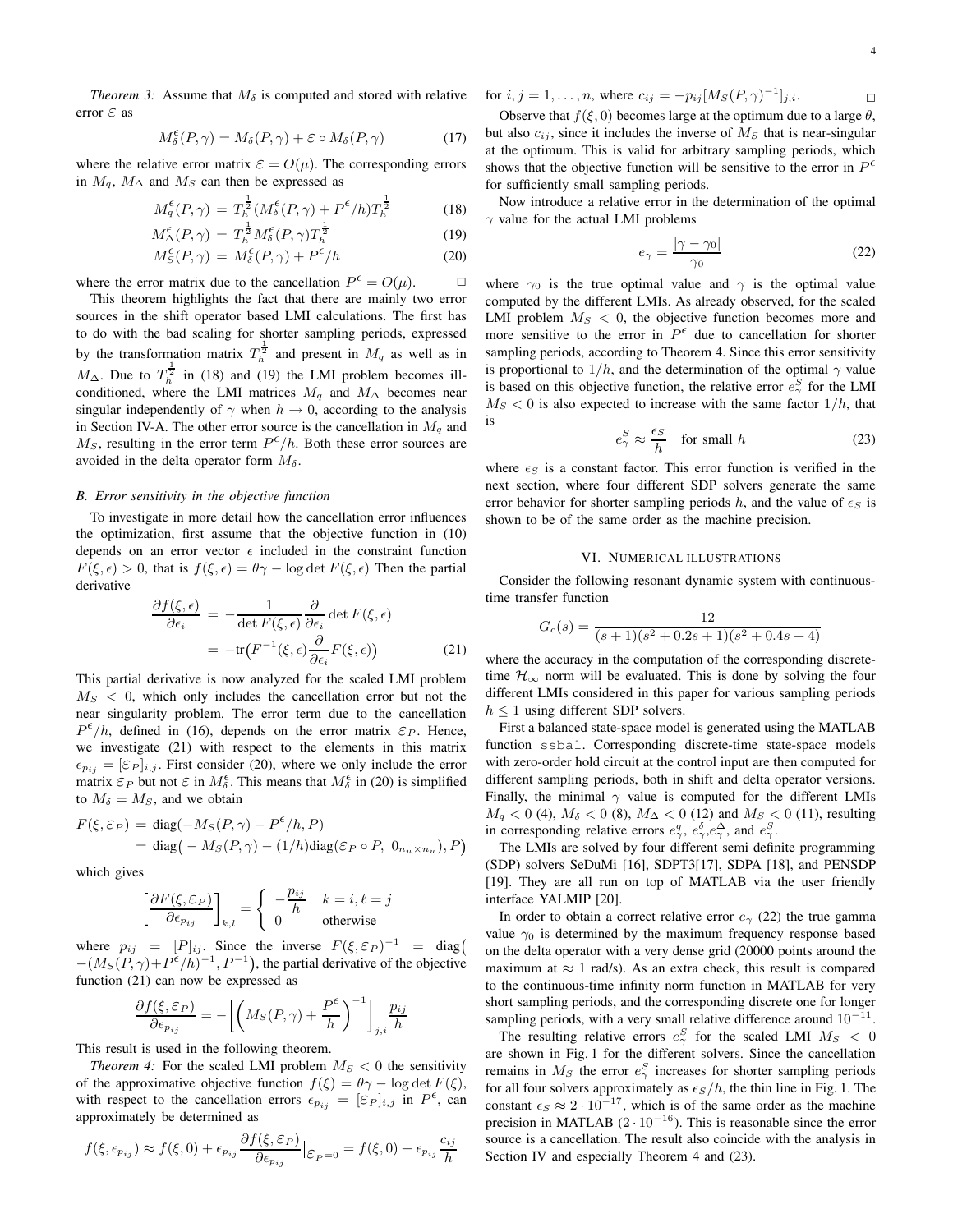*Theorem 3:* Assume that $M_\delta$ is computed and stored with relative error $\varepsilon$ as

$$M_\delta^\epsilon(P,\gamma) = M_\delta(P,\gamma) + \varepsilon \circ M_\delta(P,\gamma) \tag{17}$$

where the relative error matrix $\varepsilon = O(\mu)$. The corresponding errors in $M_q$, $M_\Delta$ and $M_S$ can then be expressed as

$$M_q^\epsilon(P,\gamma) = T_h^{\frac{1}{2}}(M_\delta^\epsilon(P,\gamma) + P^\epsilon/h)T_h^{\frac{1}{2}} \tag{18}$$

$$M_\Delta^\epsilon(P,\gamma) = T_h^{\frac{1}{2}} M_\delta^\epsilon(P,\gamma) T_h^{\frac{1}{2}} \tag{19}$$

$$M_S^\epsilon(P,\gamma) = M_\delta^\epsilon(P,\gamma) + P^\epsilon/h \tag{20}$$

where the error matrix due to the cancellation $P^\epsilon = O(\mu)$. □

This theorem highlights the fact that there are mainly two error sources in the shift operator based LMI calculations. The first has to do with the bad scaling for shorter sampling periods, expressed by the transformation matrix $T_h^{\frac{1}{2}}$ and present in $M_q$ as well as in $M_\Delta$. Due to $T_h^{\frac{1}{2}}$ in (18) and (19) the LMI problem becomes ill-conditioned, where the LMI matrices $M_q$ and $M_\Delta$ becomes near singular independently of $\gamma$ when $h \to 0$, according to the analysis in Section IV-A. The other error source is the cancellation in $M_q$ and $M_S$, resulting in the error term $P^\epsilon/h$. Both these error sources are avoided in the delta operator form $M_\delta$.

### *B. Error sensitivity in the objective function*

To investigate in more detail how the cancellation error influences the optimization, first assume that the objective function in (10) depends on an error vector $\epsilon$ included in the constraint function $F(\xi,\epsilon) > 0$, that is $f(\xi,\epsilon) = \theta\gamma - \log\det F(\xi,\epsilon)$ Then the partial derivative

$$\begin{aligned}\frac{\partial f(\xi,\epsilon)}{\partial \epsilon_i} &= -\frac{1}{\det F(\xi,\epsilon)}\frac{\partial}{\partial \epsilon_i}\det F(\xi,\epsilon) \\ &= -\mathrm{tr}\big(F^{-1}(\xi,\epsilon)\frac{\partial}{\partial \epsilon_i}F(\xi,\epsilon)\big)\end{aligned} \tag{21}$$

This partial derivative is now analyzed for the scaled LMI problem $M_S < 0$, which only includes the cancellation error but not the near singularity problem. The error term due to the cancellation $P^\epsilon/h$, defined in (16), depends on the error matrix $\varepsilon_P$. Hence, we investigate (21) with respect to the elements in this matrix $\epsilon_{p_{ij}} = [\varepsilon_P]_{i,j}$. First consider (20), where we only include the error matrix $\varepsilon_P$ but not $\varepsilon$ in $M_\delta^\epsilon$. This means that $M_\delta^\epsilon$ in (20) is simplified to $M_\delta = M_S$, and we obtain

$$\begin{aligned}F(\xi,\varepsilon_P) &= \mathrm{diag}(-M_S(P,\gamma) - P^\epsilon/h, P) \\ &= \mathrm{diag}\big(-M_S(P,\gamma) - (1/h)\mathrm{diag}(\varepsilon_P \circ P,\ 0_{n_u\times n_u}), P\big)\end{aligned}$$

which gives

$$\left[\frac{\partial F(\xi,\varepsilon_P)}{\partial \epsilon_{p_{ij}}}\right]_{k,l} = \begin{cases} -\dfrac{p_{ij}}{h} & k=i, \ell=j \\ 0 & \text{otherwise}\end{cases}$$

where $p_{ij} = [P]_{ij}$. Since the inverse $F(\xi,\varepsilon_P)^{-1} = \mathrm{diag}\big(-(M_S(P,\gamma)+P^\epsilon/h)^{-1}, P^{-1}\big)$, the partial derivative of the objective function (21) can now be expressed as

$$\frac{\partial f(\xi,\varepsilon_P)}{\partial \epsilon_{p_{ij}}} = -\left[\left(M_S(P,\gamma) + \frac{P^\epsilon}{h}\right)^{-1}\right]_{j,i}\frac{p_{ij}}{h}$$

This result is used in the following theorem.

*Theorem 4:* For the scaled LMI problem $M_S < 0$ the sensitivity of the approximative objective function $f(\xi) = \theta\gamma - \log\det F(\xi)$, with respect to the cancellation errors $\epsilon_{p_{ij}} = [\varepsilon_P]_{i,j}$ in $P^\epsilon$, can approximately be determined as

$$f(\xi,\epsilon_{p_{ij}}) \approx f(\xi,0) + \epsilon_{p_{ij}}\frac{\partial f(\xi,\varepsilon_P)}{\partial \epsilon_{p_{ij}}}\Big|_{\varepsilon_P=0} = f(\xi,0) + \epsilon_{p_{ij}}\frac{c_{ij}}{h}$$

for $i,j = 1,\ldots,n$, where $c_{ij} = -p_{ij}[M_S(P,\gamma)^{-1}]_{j,i}$. □

Observe that $f(\xi,0)$ becomes large at the optimum due to a large $\theta$, but also $c_{ij}$, since it includes the inverse of $M_S$ that is near-singular at the optimum. This is valid for arbitrary sampling periods, which shows that the objective function will be sensitive to the error in $P^\epsilon$ for sufficiently small sampling periods.

Now introduce a relative error in the determination of the optimal $\gamma$ value for the actual LMI problems

$$e_\gamma = \frac{|\gamma - \gamma_0|}{\gamma_0} \tag{22}$$

where $\gamma_0$ is the true optimal value and $\gamma$ is the optimal value computed by the different LMIs. As already observed, for the scaled LMI problem $M_S < 0$, the objective function becomes more and more sensitive to the error in $P^\epsilon$ due to cancellation for shorter sampling periods, according to Theorem 4. Since this error sensitivity is proportional to $1/h$, and the determination of the optimal $\gamma$ value is based on this objective function, the relative error $e_\gamma^S$ for the LMI $M_S < 0$ is also expected to increase with the same factor $1/h$, that is

$$e_\gamma^S \approx \frac{\epsilon_S}{h} \quad \text{for small } h \tag{23}$$

where $\epsilon_S$ is a constant factor. This error function is verified in the next section, where four different SDP solvers generate the same error behavior for shorter sampling periods $h$, and the value of $\epsilon_S$ is shown to be of the same order as the machine precision.

## VI. Numerical illustrations

Consider the following resonant dynamic system with continuous-time transfer function

$$G_c(s) = \frac{12}{(s+1)(s^2+0.2s+1)(s^2+0.4s+4)}$$

where the accuracy in the computation of the corresponding discrete-time $\mathcal{H}_\infty$ norm will be evaluated. This is done by solving the four different LMIs considered in this paper for various sampling periods $h \le 1$ using different SDP solvers.

First a balanced state-space model is generated using the MATLAB function `ssbal`. Corresponding discrete-time state-space models with zero-order hold circuit at the control input are then computed for different sampling periods, both in shift and delta operator versions. Finally, the minimal $\gamma$ value is computed for the different LMIs $M_q < 0$ (4), $M_\delta < 0$ (8), $M_\Delta < 0$ (12) and $M_S < 0$ (11), resulting in corresponding relative errors $e_\gamma^q$, $e_\gamma^\delta$, $e_\gamma^\Delta$, and $e_\gamma^S$.

The LMIs are solved by four different semi definite programming (SDP) solvers SeDuMi [16], SDPT3[17], SDPA [18], and PENSDP [19]. They are all run on top of MATLAB via the user friendly interface YALMIP [20].

In order to obtain a correct relative error $e_\gamma$ (22) the true gamma value $\gamma_0$ is determined by the maximum frequency response based on the delta operator with a very dense grid (20000 points around the maximum at $\approx 1$ rad/s). As an extra check, this result is compared to the continuous-time infinity norm function in MATLAB for very short sampling periods, and the corresponding discrete one for longer sampling periods, with a very small relative difference around $10^{-11}$.

The resulting relative errors $e_\gamma^S$ for the scaled LMI $M_S < 0$ are shown in Fig. 1 for the different solvers. Since the cancellation remains in $M_S$ the error $e_\gamma^S$ increases for shorter sampling periods for all four solvers approximately as $\epsilon_S/h$, the thin line in Fig. 1. The constant $\epsilon_S \approx 2\cdot 10^{-17}$, which is of the same order as the machine precision in MATLAB ($2\cdot 10^{-16}$). This is reasonable since the error source is a cancellation. The result also coincide with the analysis in Section IV and especially Theorem 4 and (23).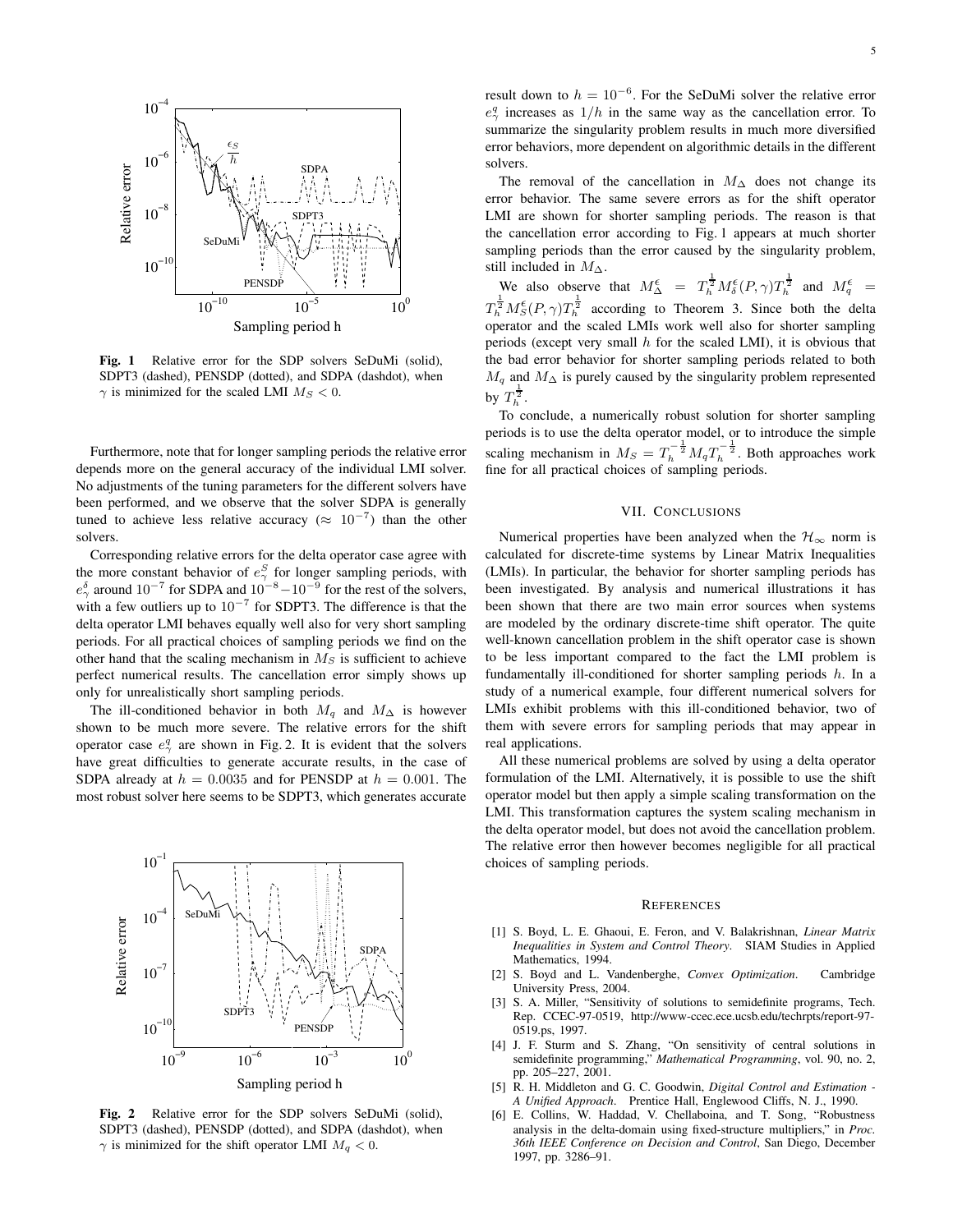Fig. 1 Relative error for the SDP solvers SeDuMi (solid), SDPT3 (dashed), PENSDP (dotted), and SDPA (dashdot), when $\gamma$ is minimized for the scaled LMI $M_S < 0$.

Furthermore, note that for longer sampling periods the relative error depends more on the general accuracy of the individual LMI solver. No adjustments of the tuning parameters for the different solvers have been performed, and we observe that the solver SDPA is generally tuned to achieve less relative accuracy ($\approx 10^{-7}$) than the other solvers.

Corresponding relative errors for the delta operator case agree with the more constant behavior of $e_\gamma^S$ for longer sampling periods, with $e_\gamma^\delta$ around $10^{-7}$ for SDPA and $10^{-8}-10^{-9}$ for the rest of the solvers, with a few outliers up to $10^{-7}$ for SDPT3. The difference is that the delta operator LMI behaves equally well also for very short sampling periods. For all practical choices of sampling periods we find on the other hand that the scaling mechanism in $M_S$ is sufficient to achieve perfect numerical results. The cancellation error simply shows up only for unrealistically short sampling periods.

The ill-conditioned behavior in both $M_q$ and $M_\Delta$ is however shown to be much more severe. The relative errors for the shift operator case $e_\gamma^q$ are shown in Fig. 2. It is evident that the solvers have great difficulties to generate accurate results, in the case of SDPA already at $h = 0.0035$ and for PENSDP at $h = 0.001$. The most robust solver here seems to be SDPT3, which generates accurate

Fig. 2 Relative error for the SDP solvers SeDuMi (solid), SDPT3 (dashed), PENSDP (dotted), and SDPA (dashdot), when $\gamma$ is minimized for the shift operator LMI $M_q < 0$.

result down to $h = 10^{-6}$. For the SeDuMi solver the relative error $e_\gamma^q$ increases as $1/h$ in the same way as the cancellation error. To summarize the singularity problem results in much more diversified error behaviors, more dependent on algorithmic details in the different solvers.

The removal of the cancellation in $M_\Delta$ does not change its error behavior. The same severe errors as for the shift operator LMI are shown for shorter sampling periods. The reason is that the cancellation error according to Fig. 1 appears at much shorter sampling periods than the error caused by the singularity problem, still included in $M_\Delta$.

We also observe that $M_\Delta^\epsilon = T_h^{\frac{1}{2}} M_\delta^\epsilon(P,\gamma) T_h^{\frac{1}{2}}$ and $M_q^\epsilon = T_h^{\frac{1}{2}} M_S^\epsilon(P,\gamma) T_h^{\frac{1}{2}}$ according to Theorem 3. Since both the delta operator and the scaled LMIs work well also for shorter sampling periods (except very small $h$ for the scaled LMI), it is obvious that the bad error behavior for shorter sampling periods related to both $M_q$ and $M_\Delta$ is purely caused by the singularity problem represented by $T_h^{\frac{1}{2}}$.

To conclude, a numerically robust solution for shorter sampling periods is to use the delta operator model, or to introduce the simple scaling mechanism in $M_S = T_h^{-\frac{1}{2}} M_q T_h^{-\frac{1}{2}}$. Both approaches work fine for all practical choices of sampling periods.

## VII. Conclusions

Numerical properties have been analyzed when the $\mathcal{H}_\infty$ norm is calculated for discrete-time systems by Linear Matrix Inequalities (LMIs). In particular, the behavior for shorter sampling periods has been investigated. By analysis and numerical illustrations it has been shown that there are two main error sources when systems are modeled by the ordinary discrete-time shift operator. The quite well-known cancellation problem in the shift operator case is shown to be less important compared to the fact the LMI problem is fundamentally ill-conditioned for shorter sampling periods $h$. In a study of a numerical example, four different numerical solvers for LMIs exhibit problems with this ill-conditioned behavior, two of them with severe errors for sampling periods that may appear in real applications.

All these numerical problems are solved by using a delta operator formulation of the LMI. Alternatively, it is possible to use the shift operator model but then apply a simple scaling transformation on the LMI. This transformation captures the system scaling mechanism in the delta operator model, but does not avoid the cancellation problem. The relative error then however becomes negligible for all practical choices of sampling periods.

## References

[1] S. Boyd, L. E. Ghaoui, E. Feron, and V. Balakrishnan, *Linear Matrix Inequalities in System and Control Theory*. SIAM Studies in Applied Mathematics, 1994.

[2] S. Boyd and L. Vandenberghe, *Convex Optimization*. Cambridge University Press, 2004.

[3] S. A. Miller, "Sensitivity of solutions to semidefinite programs, Tech. Rep. CCEC-97-0519, http://www-ccec.ece.ucsb.edu/techrpts/report-97-0519.ps, 1997.

[4] J. F. Sturm and S. Zhang, "On sensitivity of central solutions in semidefinite programming," *Mathematical Programming*, vol. 90, no. 2, pp. 205–227, 2001.

[5] R. H. Middleton and G. C. Goodwin, *Digital Control and Estimation - A Unified Approach*. Prentice Hall, Englewood Cliffs, N. J., 1990.

[6] E. Collins, W. Haddad, V. Chellaboina, and T. Song, "Robustness analysis in the delta-domain using fixed-structure multipliers," in *Proc. 36th IEEE Conference on Decision and Control*, San Diego, December 1997, pp. 3286–91.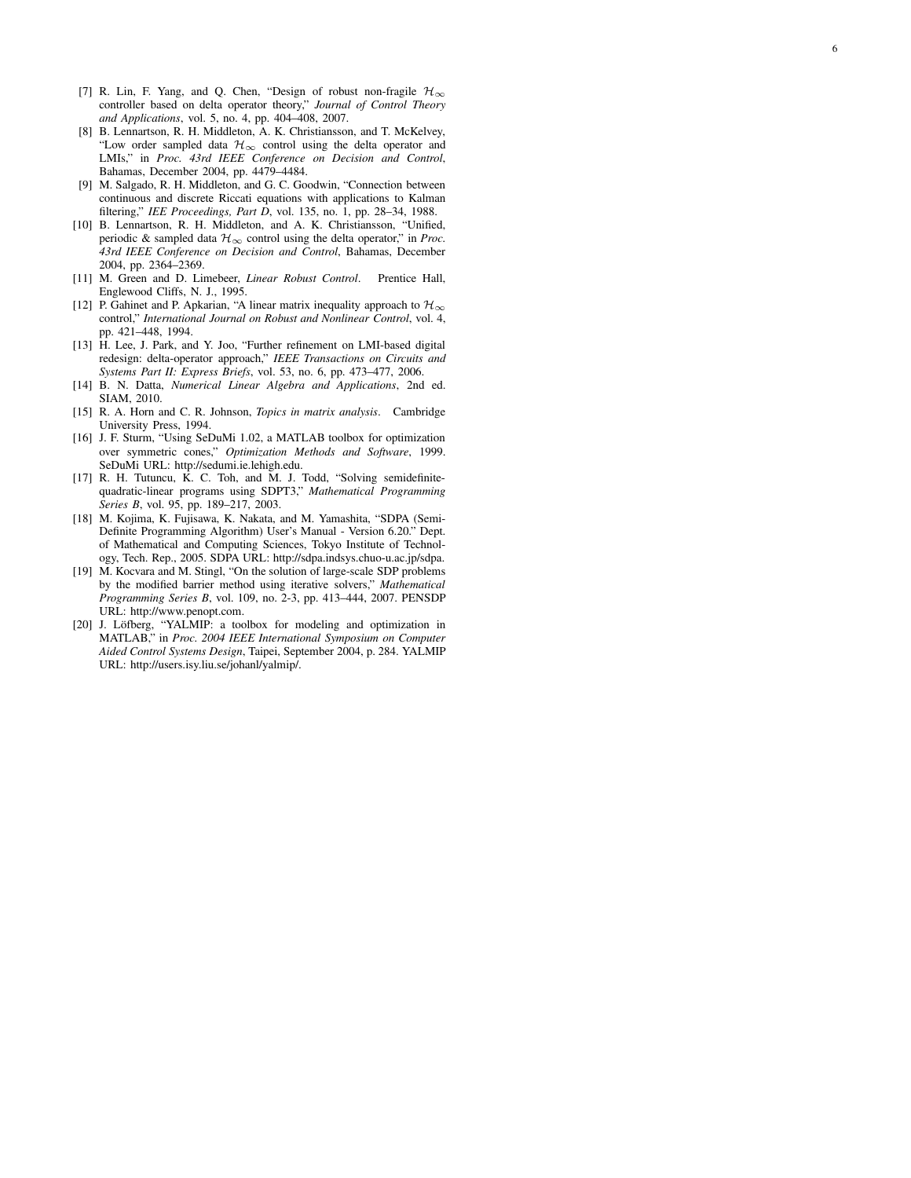[7] R. Lin, F. Yang, and Q. Chen, "Design of robust non-fragile $\mathcal{H}_\infty$ controller based on delta operator theory," *Journal of Control Theory and Applications*, vol. 5, no. 4, pp. 404–408, 2007.

[8] B. Lennartson, R. H. Middleton, A. K. Christiansson, and T. McKelvey, "Low order sampled data $\mathcal{H}_\infty$ control using the delta operator and LMIs," in *Proc. 43rd IEEE Conference on Decision and Control*, Bahamas, December 2004, pp. 4479–4484.

[9] M. Salgado, R. H. Middleton, and G. C. Goodwin, "Connection between continuous and discrete Riccati equations with applications to Kalman filtering," *IEE Proceedings, Part D*, vol. 135, no. 1, pp. 28–34, 1988.

[10] B. Lennartson, R. H. Middleton, and A. K. Christiansson, "Unified, periodic & sampled data $\mathcal{H}_\infty$ control using the delta operator," in *Proc. 43rd IEEE Conference on Decision and Control*, Bahamas, December 2004, pp. 2364–2369.

[11] M. Green and D. Limebeer, *Linear Robust Control*. Prentice Hall, Englewood Cliffs, N. J., 1995.

[12] P. Gahinet and P. Apkarian, "A linear matrix inequality approach to $\mathcal{H}_\infty$ control," *International Journal on Robust and Nonlinear Control*, vol. 4, pp. 421–448, 1994.

[13] H. Lee, J. Park, and Y. Joo, "Further refinement on LMI-based digital redesign: delta-operator approach," *IEEE Transactions on Circuits and Systems Part II: Express Briefs*, vol. 53, no. 6, pp. 473–477, 2006.

[14] B. N. Datta, *Numerical Linear Algebra and Applications*, 2nd ed. SIAM, 2010.

[15] R. A. Horn and C. R. Johnson, *Topics in matrix analysis*. Cambridge University Press, 1994.

[16] J. F. Sturm, "Using SeDuMi 1.02, a MATLAB toolbox for optimization over symmetric cones," *Optimization Methods and Software*, 1999. SeDuMi URL: http://sedumi.ie.lehigh.edu.

[17] R. H. Tutuncu, K. C. Toh, and M. J. Todd, "Solving semidefinite-quadratic-linear programs using SDPT3," *Mathematical Programming Series B*, vol. 95, pp. 189–217, 2003.

[18] M. Kojima, K. Fujisawa, K. Nakata, and M. Yamashita, "SDPA (Semi-Definite Programming Algorithm) User's Manual - Version 6.20." Dept. of Mathematical and Computing Sciences, Tokyo Institute of Technology, Tech. Rep., 2005. SDPA URL: http://sdpa.indsys.chuo-u.ac.jp/sdpa.

[19] M. Kocvara and M. Stingl, "On the solution of large-scale SDP problems by the modified barrier method using iterative solvers," *Mathematical Programming Series B*, vol. 109, no. 2-3, pp. 413–444, 2007. PENSDP URL: http://www.penopt.com.

[20] J. Löfberg, "YALMIP: a toolbox for modeling and optimization in MATLAB," in *Proc. 2004 IEEE International Symposium on Computer Aided Control Systems Design*, Taipei, September 2004, p. 284. YALMIP URL: http://users.isy.liu.se/johanl/yalmip/.